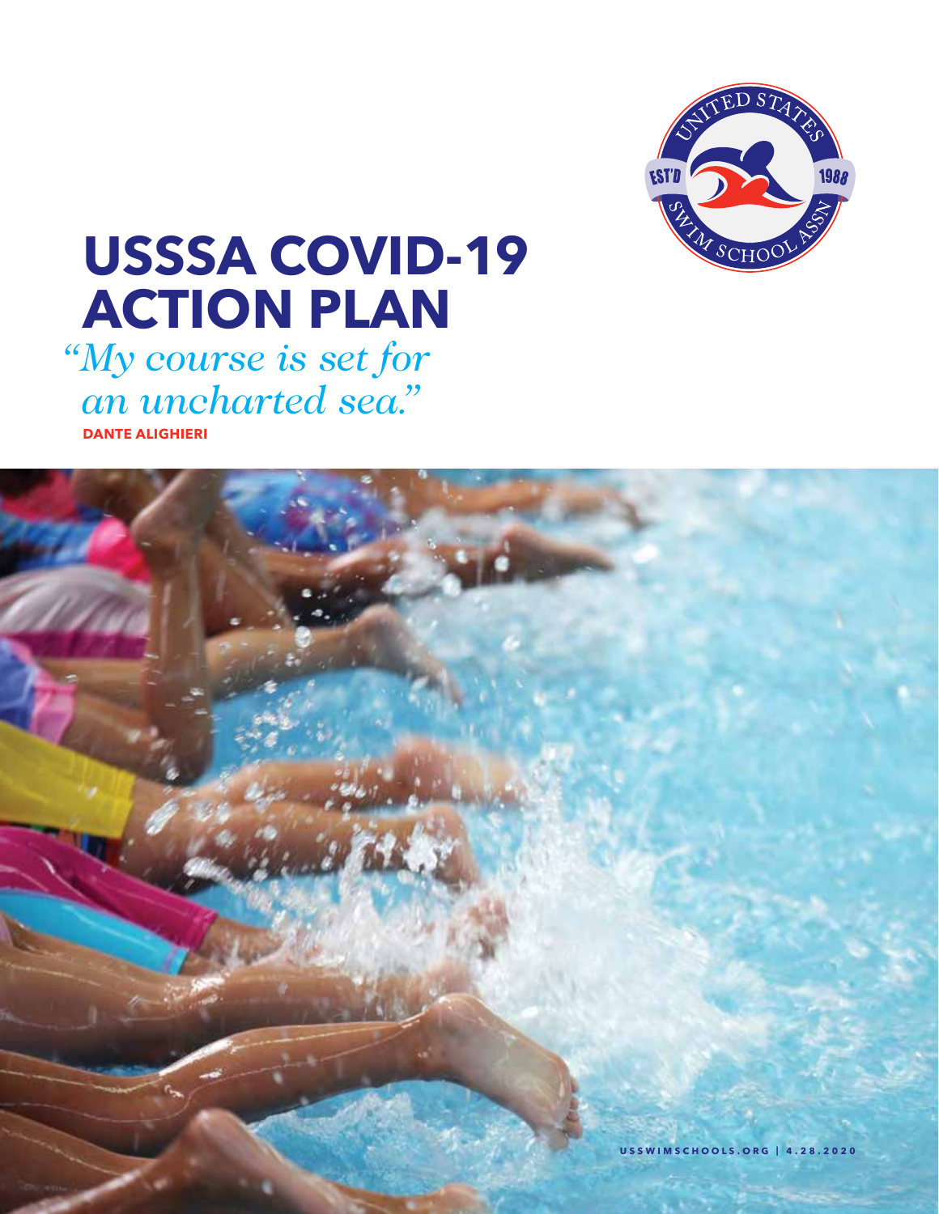# USSSA COVID-19 ACTION PLAN

*"My course is set for an uncharted sea."*

**DANTE ALIGHIERI**

USSWIMSCHOOLS.ORG | 4.28.2020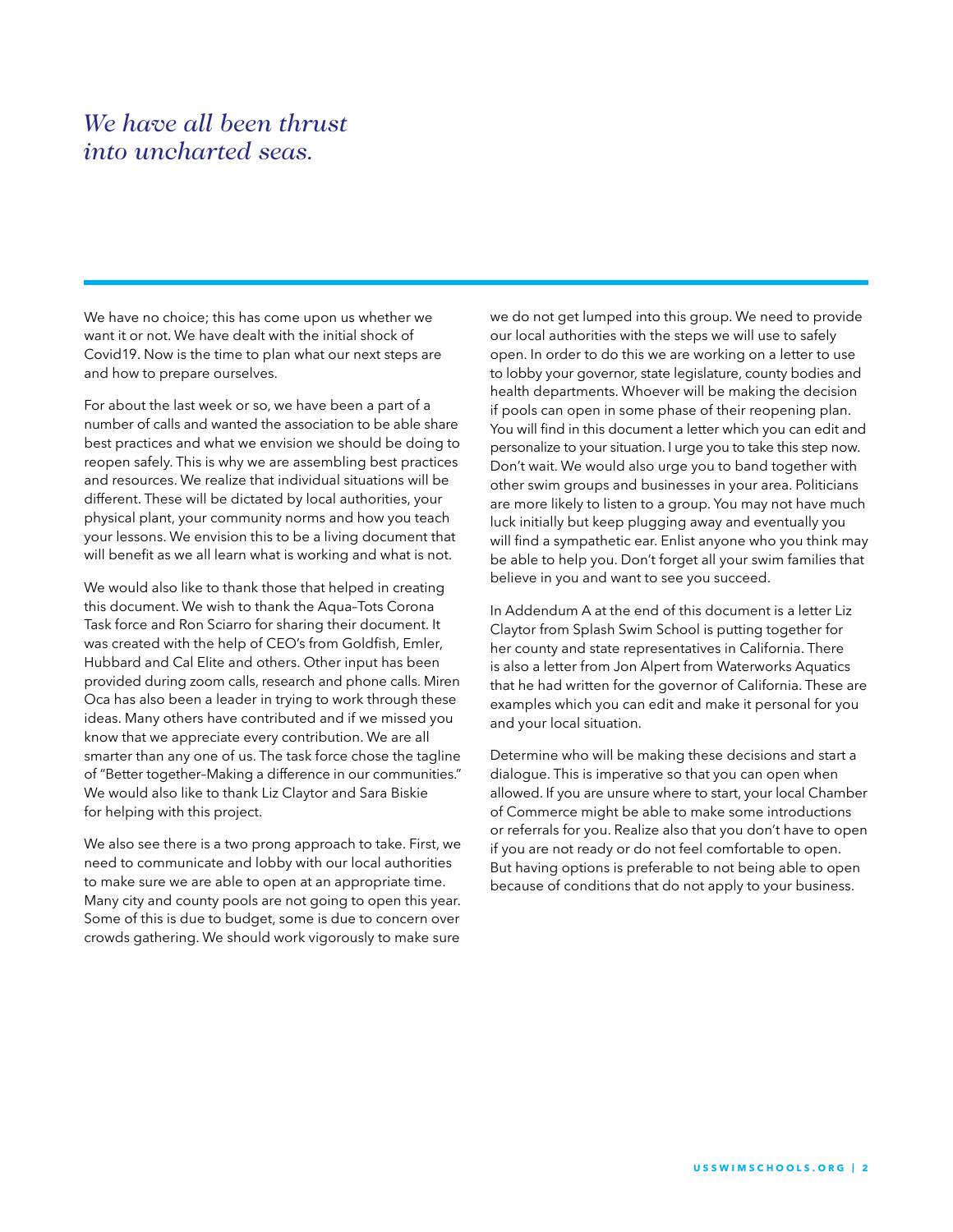# *We have all been thrust into uncharted seas.*

We have no choice; this has come upon us whether we want it or not. We have dealt with the initial shock of Covid19. Now is the time to plan what our next steps are and how to prepare ourselves.

For about the last week or so, we have been a part of a number of calls and wanted the association to be able share best practices and what we envision we should be doing to reopen safely. This is why we are assembling best practices and resources. We realize that individual situations will be different. These will be dictated by local authorities, your physical plant, your community norms and how you teach your lessons. We envision this to be a living document that will benefit as we all learn what is working and what is not.

We would also like to thank those that helped in creating this document. We wish to thank the Aqua–Tots Corona Task force and Ron Sciarro for sharing their document. It was created with the help of CEO's from Goldfish, Emler, Hubbard and Cal Elite and others. Other input has been provided during zoom calls, research and phone calls. Miren Oca has also been a leader in trying to work through these ideas. Many others have contributed and if we missed you know that we appreciate every contribution. We are all smarter than any one of us. The task force chose the tagline of "Better together–Making a difference in our communities." We would also like to thank Liz Claytor and Sara Biskie for helping with this project.

We also see there is a two prong approach to take. First, we need to communicate and lobby with our local authorities to make sure we are able to open at an appropriate time. Many city and county pools are not going to open this year. Some of this is due to budget, some is due to concern over crowds gathering. We should work vigorously to make sure we do not get lumped into this group. We need to provide our local authorities with the steps we will use to safely open. In order to do this we are working on a letter to use to lobby your governor, state legislature, county bodies and health departments. Whoever will be making the decision if pools can open in some phase of their reopening plan. You will find in this document a letter which you can edit and personalize to your situation. I urge you to take this step now. Don't wait. We would also urge you to band together with other swim groups and businesses in your area. Politicians are more likely to listen to a group. You may not have much luck initially but keep plugging away and eventually you will find a sympathetic ear. Enlist anyone who you think may be able to help you. Don't forget all your swim families that believe in you and want to see you succeed.

In Addendum A at the end of this document is a letter Liz Claytor from Splash Swim School is putting together for her county and state representatives in California. There is also a letter from Jon Alpert from Waterworks Aquatics that he had written for the governor of California. These are examples which you can edit and make it personal for you and your local situation.

Determine who will be making these decisions and start a dialogue. This is imperative so that you can open when allowed. If you are unsure where to start, your local Chamber of Commerce might be able to make some introductions or referrals for you. Realize also that you don't have to open if you are not ready or do not feel comfortable to open. But having options is preferable to not being able to open because of conditions that do not apply to your business.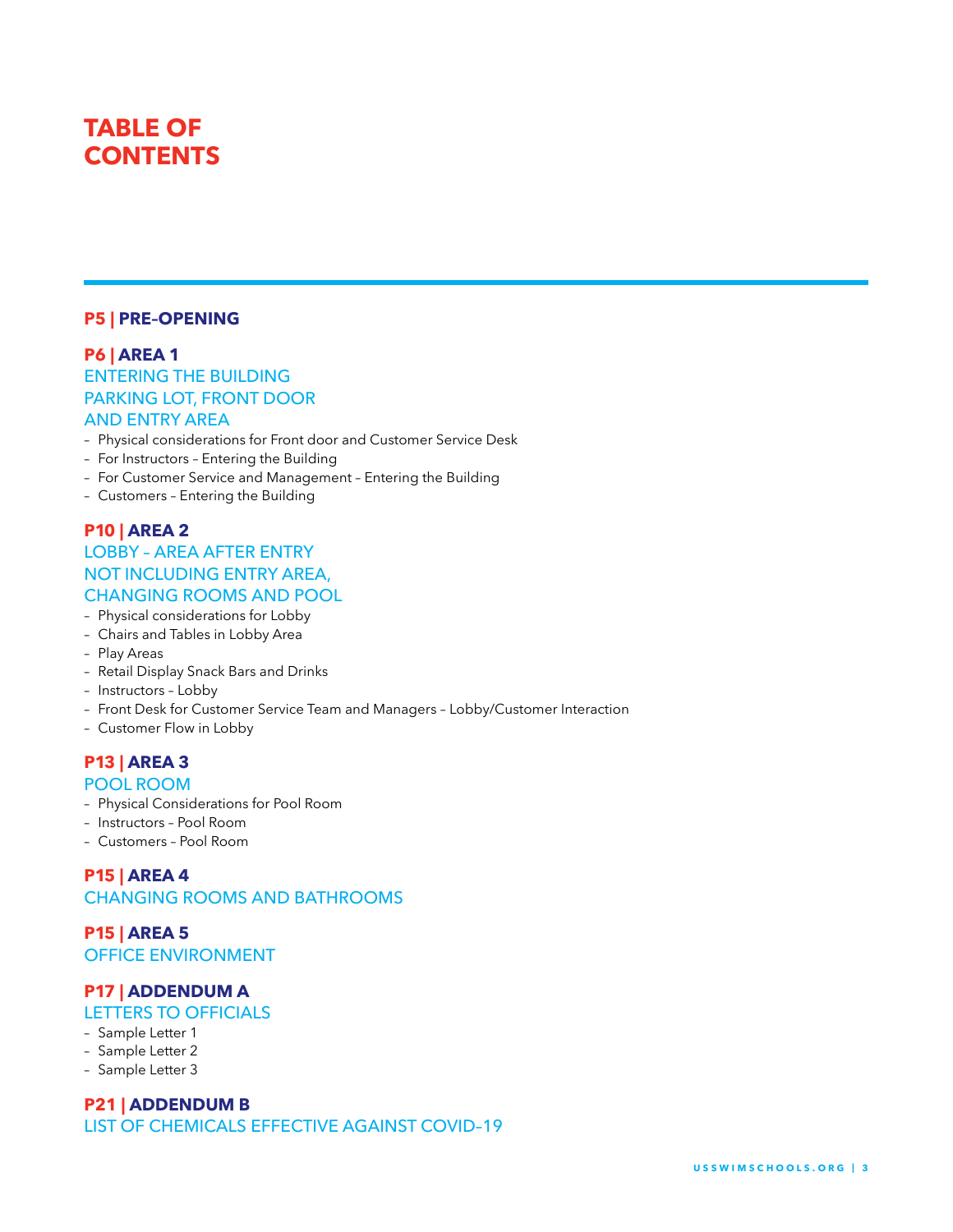# TABLE OF CONTENTS

## P5 | PRE–OPENING

## P6 | AREA 1

### ENTERING THE BUILDING PARKING LOT, FRONT DOOR AND ENTRY AREA

- Physical considerations for Front door and Customer Service Desk
- For Instructors – Entering the Building
- For Customer Service and Management – Entering the Building
- Customers – Entering the Building

## P10 | AREA 2

### LOBBY – AREA AFTER ENTRY NOT INCLUDING ENTRY AREA, CHANGING ROOMS AND POOL

- Physical considerations for Lobby
- Chairs and Tables in Lobby Area
- Play Areas
- Retail Display Snack Bars and Drinks
- Instructors – Lobby
- Front Desk for Customer Service Team and Managers – Lobby/Customer Interaction
- Customer Flow in Lobby

## P13 | AREA 3

### POOL ROOM

- Physical Considerations for Pool Room
- Instructors – Pool Room
- Customers – Pool Room

## P15 | AREA 4

### CHANGING ROOMS AND BATHROOMS

## P15 | AREA 5

### OFFICE ENVIRONMENT

## P17 | ADDENDUM A

### LETTERS TO OFFICIALS

- Sample Letter 1
- Sample Letter 2
- Sample Letter 3

## P21 | ADDENDUM B

### LIST OF CHEMICALS EFFECTIVE AGAINST COVID–19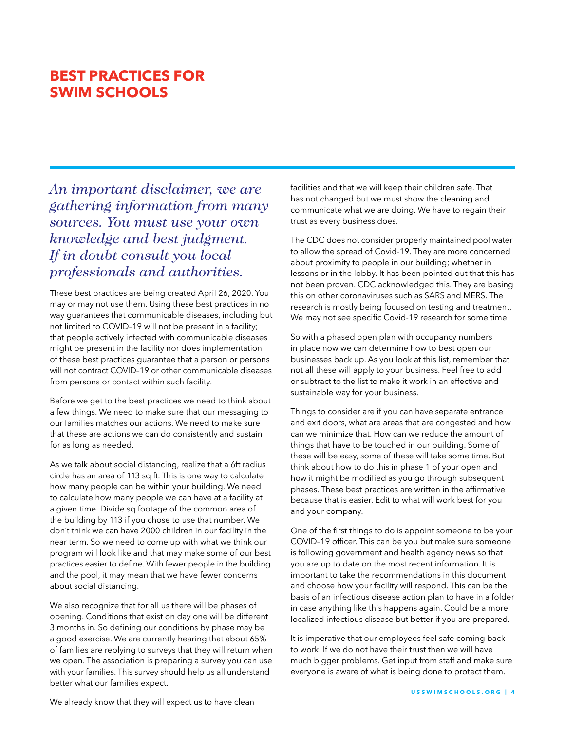# BEST PRACTICES FOR SWIM SCHOOLS

*An important disclaimer, we are gathering information from many sources. You must use your own knowledge and best judgment. If in doubt consult you local professionals and authorities.*

These best practices are being created April 26, 2020. You may or may not use them. Using these best practices in no way guarantees that communicable diseases, including but not limited to COVID–19 will not be present in a facility; that people actively infected with communicable diseases might be present in the facility nor does implementation of these best practices guarantee that a person or persons will not contract COVID–19 or other communicable diseases from persons or contact within such facility.

Before we get to the best practices we need to think about a few things. We need to make sure that our messaging to our families matches our actions. We need to make sure that these are actions we can do consistently and sustain for as long as needed.

As we talk about social distancing, realize that a 6ft radius circle has an area of 113 sq ft. This is one way to calculate how many people can be within your building. We need to calculate how many people we can have at a facility at a given time. Divide sq footage of the common area of the building by 113 if you chose to use that number. We don't think we can have 2000 children in our facility in the near term. So we need to come up with what we think our program will look like and that may make some of our best practices easier to define. With fewer people in the building and the pool, it may mean that we have fewer concerns about social distancing.

We also recognize that for all us there will be phases of opening. Conditions that exist on day one will be different 3 months in. So defining our conditions by phase may be a good exercise. We are currently hearing that about 65% of families are replying to surveys that they will return when we open. The association is preparing a survey you can use with your families. This survey should help us all understand better what our families expect.

We already know that they will expect us to have clean facilities and that we will keep their children safe. That has not changed but we must show the cleaning and communicate what we are doing. We have to regain their trust as every business does.

The CDC does not consider properly maintained pool water to allow the spread of Covid-19. They are more concerned about proximity to people in our building; whether in lessons or in the lobby. It has been pointed out that this has not been proven. CDC acknowledged this. They are basing this on other coronaviruses such as SARS and MERS. The research is mostly being focused on testing and treatment. We may not see specific Covid-19 research for some time.

So with a phased open plan with occupancy numbers in place now we can determine how to best open our businesses back up. As you look at this list, remember that not all these will apply to your business. Feel free to add or subtract to the list to make it work in an effective and sustainable way for your business.

Things to consider are if you can have separate entrance and exit doors, what are areas that are congested and how can we minimize that. How can we reduce the amount of things that have to be touched in our building. Some of these will be easy, some of these will take some time. But think about how to do this in phase 1 of your open and how it might be modified as you go through subsequent phases. These best practices are written in the affirmative because that is easier. Edit to what will work best for you and your company.

One of the first things to do is appoint someone to be your COVID–19 officer. This can be you but make sure someone is following government and health agency news so that you are up to date on the most recent information. It is important to take the recommendations in this document and choose how your facility will respond. This can be the basis of an infectious disease action plan to have in a folder in case anything like this happens again. Could be a more localized infectious disease but better if you are prepared.

It is imperative that our employees feel safe coming back to work. If we do not have their trust then we will have much bigger problems. Get input from staff and make sure everyone is aware of what is being done to protect them.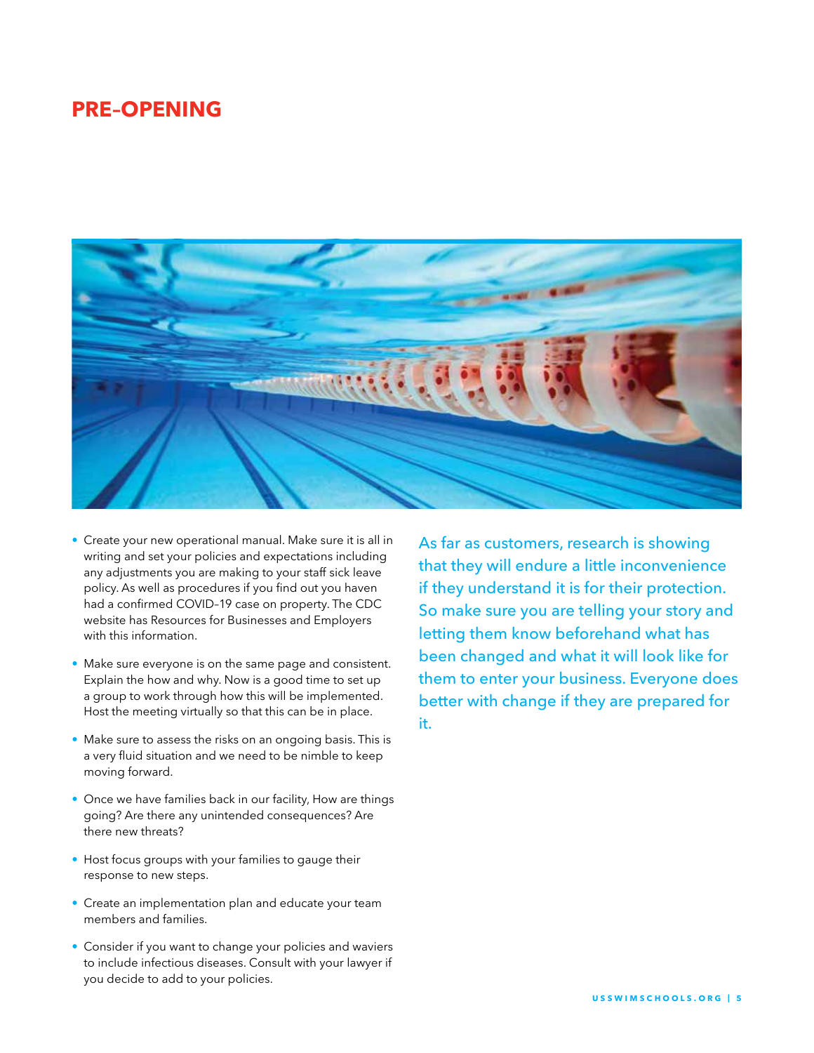## PRE-OPENING

- Create your new operational manual. Make sure it is all in writing and set your policies and expectations including any adjustments you are making to your staff sick leave policy. As well as procedures if you find out you haven had a confirmed COVID-19 case on property. The CDC website has Resources for Businesses and Employers with this information.
- Make sure everyone is on the same page and consistent. Explain the how and why. Now is a good time to set up a group to work through how this will be implemented. Host the meeting virtually so that this can be in place.
- Make sure to assess the risks on an ongoing basis. This is a very fluid situation and we need to be nimble to keep moving forward.
- Once we have families back in our facility, How are things going? Are there any unintended consequences? Are there new threats?
- Host focus groups with your families to gauge their response to new steps.
- Create an implementation plan and educate your team members and families.
- Consider if you want to change your policies and waviers to include infectious diseases. Consult with your lawyer if you decide to add to your policies.

As far as customers, research is showing that they will endure a little inconvenience if they understand it is for their protection. So make sure you are telling your story and letting them know beforehand what has been changed and what it will look like for them to enter your business. Everyone does better with change if they are prepared for it.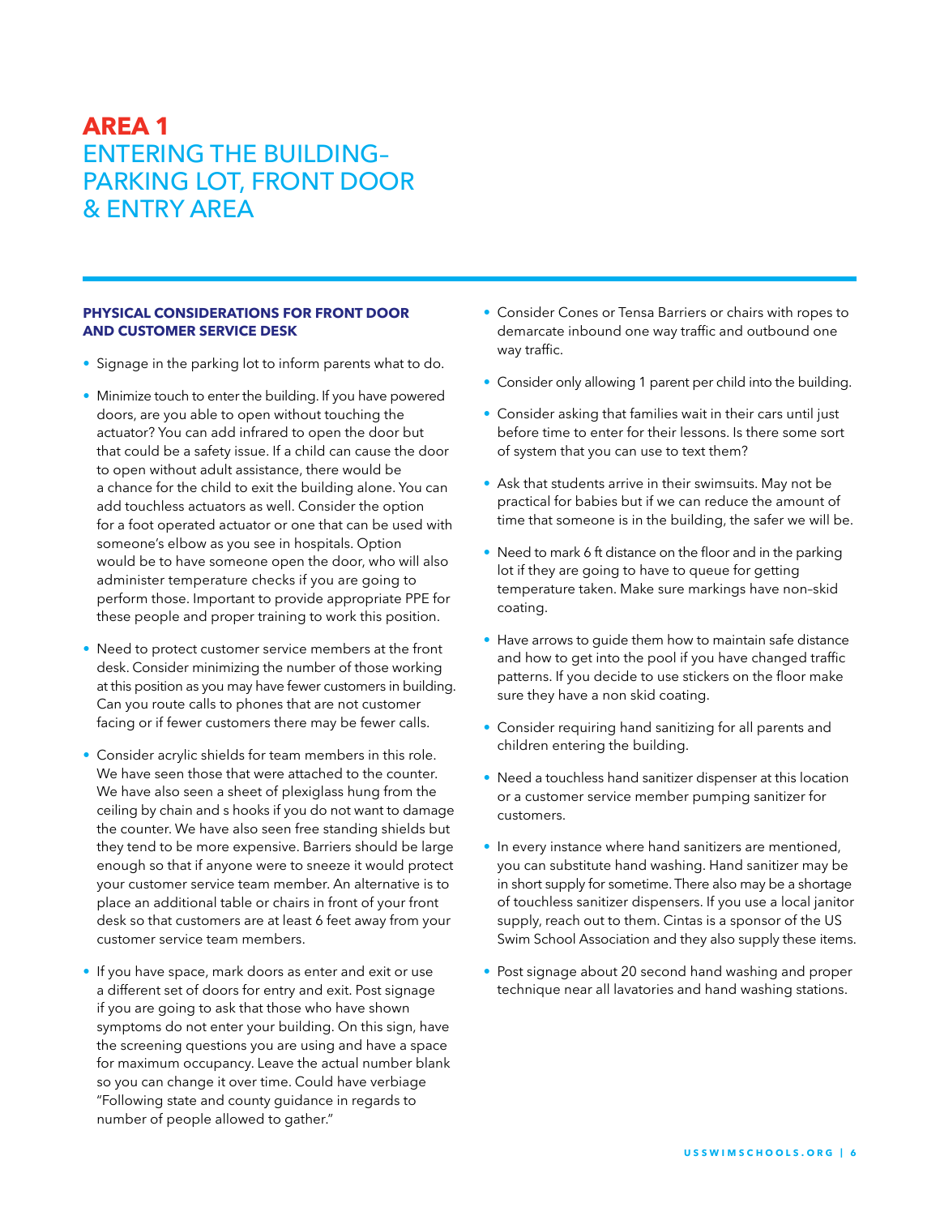# AREA 1
## ENTERING THE BUILDING– PARKING LOT, FRONT DOOR & ENTRY AREA

### PHYSICAL CONSIDERATIONS FOR FRONT DOOR AND CUSTOMER SERVICE DESK

- Signage in the parking lot to inform parents what to do.
- Minimize touch to enter the building. If you have powered doors, are you able to open without touching the actuator? You can add infrared to open the door but that could be a safety issue. If a child can cause the door to open without adult assistance, there would be a chance for the child to exit the building alone. You can add touchless actuators as well. Consider the option for a foot operated actuator or one that can be used with someone's elbow as you see in hospitals. Option would be to have someone open the door, who will also administer temperature checks if you are going to perform those. Important to provide appropriate PPE for these people and proper training to work this position.
- Need to protect customer service members at the front desk. Consider minimizing the number of those working at this position as you may have fewer customers in building. Can you route calls to phones that are not customer facing or if fewer customers there may be fewer calls.
- Consider acrylic shields for team members in this role. We have seen those that were attached to the counter. We have also seen a sheet of plexiglass hung from the ceiling by chain and s hooks if you do not want to damage the counter. We have also seen free standing shields but they tend to be more expensive. Barriers should be large enough so that if anyone were to sneeze it would protect your customer service team member. An alternative is to place an additional table or chairs in front of your front desk so that customers are at least 6 feet away from your customer service team members.
- If you have space, mark doors as enter and exit or use a different set of doors for entry and exit. Post signage if you are going to ask that those who have shown symptoms do not enter your building. On this sign, have the screening questions you are using and have a space for maximum occupancy. Leave the actual number blank so you can change it over time. Could have verbiage "Following state and county guidance in regards to number of people allowed to gather."
- Consider Cones or Tensa Barriers or chairs with ropes to demarcate inbound one way traffic and outbound one way traffic.
- Consider only allowing 1 parent per child into the building.
- Consider asking that families wait in their cars until just before time to enter for their lessons. Is there some sort of system that you can use to text them?
- Ask that students arrive in their swimsuits. May not be practical for babies but if we can reduce the amount of time that someone is in the building, the safer we will be.
- Need to mark 6 ft distance on the floor and in the parking lot if they are going to have to queue for getting temperature taken. Make sure markings have non-skid coating.
- Have arrows to guide them how to maintain safe distance and how to get into the pool if you have changed traffic patterns. If you decide to use stickers on the floor make sure they have a non skid coating.
- Consider requiring hand sanitizing for all parents and children entering the building.
- Need a touchless hand sanitizer dispenser at this location or a customer service member pumping sanitizer for customers.
- In every instance where hand sanitizers are mentioned, you can substitute hand washing. Hand sanitizer may be in short supply for sometime. There also may be a shortage of touchless sanitizer dispensers. If you use a local janitor supply, reach out to them. Cintas is a sponsor of the US Swim School Association and they also supply these items.
- Post signage about 20 second hand washing and proper technique near all lavatories and hand washing stations.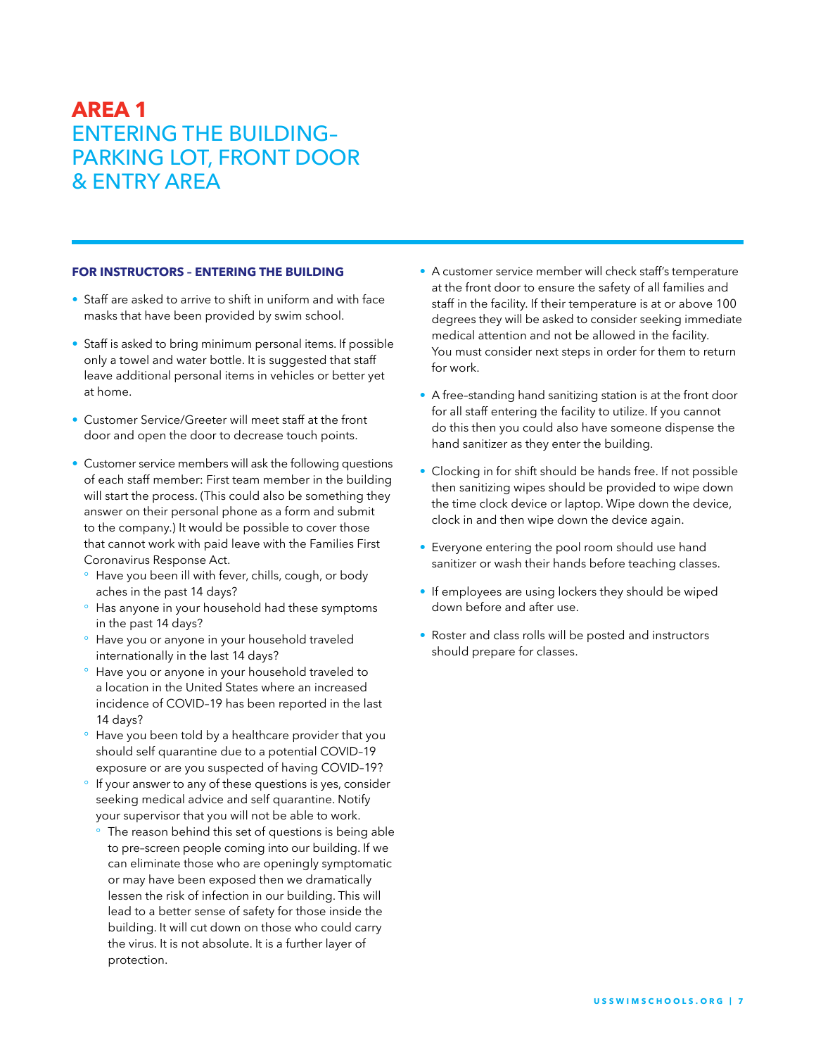# AREA 1
# ENTERING THE BUILDING– PARKING LOT, FRONT DOOR & ENTRY AREA

### FOR INSTRUCTORS – ENTERING THE BUILDING

- Staff are asked to arrive to shift in uniform and with face masks that have been provided by swim school.
- Staff is asked to bring minimum personal items. If possible only a towel and water bottle. It is suggested that staff leave additional personal items in vehicles or better yet at home.
- Customer Service/Greeter will meet staff at the front door and open the door to decrease touch points.
- Customer service members will ask the following questions of each staff member: First team member in the building will start the process. (This could also be something they answer on their personal phone as a form and submit to the company.) It would be possible to cover those that cannot work with paid leave with the Families First Coronavirus Response Act.
  - Have you been ill with fever, chills, cough, or body aches in the past 14 days?
  - Has anyone in your household had these symptoms in the past 14 days?
  - Have you or anyone in your household traveled internationally in the last 14 days?
  - Have you or anyone in your household traveled to a location in the United States where an increased incidence of COVID–19 has been reported in the last 14 days?
  - Have you been told by a healthcare provider that you should self quarantine due to a potential COVID–19 exposure or are you suspected of having COVID–19?
  - If your answer to any of these questions is yes, consider seeking medical advice and self quarantine. Notify your supervisor that you will not be able to work.
    - The reason behind this set of questions is being able to pre–screen people coming into our building. If we can eliminate those who are openingly symptomatic or may have been exposed then we dramatically lessen the risk of infection in our building. This will lead to a better sense of safety for those inside the building. It will cut down on those who could carry the virus. It is not absolute. It is a further layer of protection.
- A customer service member will check staff's temperature at the front door to ensure the safety of all families and staff in the facility. If their temperature is at or above 100 degrees they will be asked to consider seeking immediate medical attention and not be allowed in the facility. You must consider next steps in order for them to return for work.
- A free–standing hand sanitizing station is at the front door for all staff entering the facility to utilize. If you cannot do this then you could also have someone dispense the hand sanitizer as they enter the building.
- Clocking in for shift should be hands free. If not possible then sanitizing wipes should be provided to wipe down the time clock device or laptop. Wipe down the device, clock in and then wipe down the device again.
- Everyone entering the pool room should use hand sanitizer or wash their hands before teaching classes.
- If employees are using lockers they should be wiped down before and after use.
- Roster and class rolls will be posted and instructors should prepare for classes.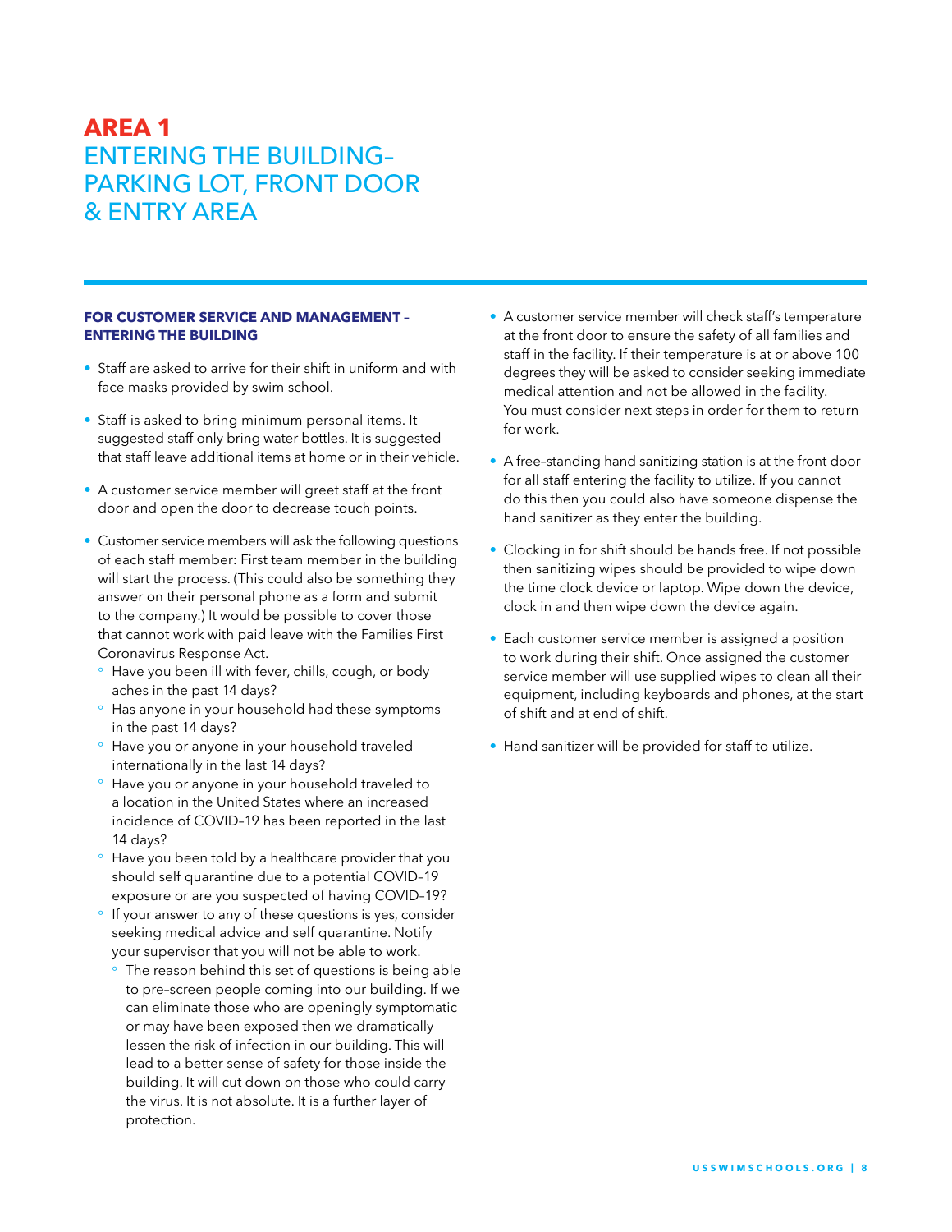# AREA 1
# ENTERING THE BUILDING– PARKING LOT, FRONT DOOR & ENTRY AREA

**FOR CUSTOMER SERVICE AND MANAGEMENT – ENTERING THE BUILDING**

- Staff are asked to arrive for their shift in uniform and with face masks provided by swim school.
- Staff is asked to bring minimum personal items. It suggested staff only bring water bottles. It is suggested that staff leave additional items at home or in their vehicle.
- A customer service member will greet staff at the front door and open the door to decrease touch points.
- Customer service members will ask the following questions of each staff member: First team member in the building will start the process. (This could also be something they answer on their personal phone as a form and submit to the company.) It would be possible to cover those that cannot work with paid leave with the Families First Coronavirus Response Act.
    - Have you been ill with fever, chills, cough, or body aches in the past 14 days?
    - Has anyone in your household had these symptoms in the past 14 days?
    - Have you or anyone in your household traveled internationally in the last 14 days?
    - Have you or anyone in your household traveled to a location in the United States where an increased incidence of COVID–19 has been reported in the last 14 days?
    - Have you been told by a healthcare provider that you should self quarantine due to a potential COVID–19 exposure or are you suspected of having COVID–19?
    - If your answer to any of these questions is yes, consider seeking medical advice and self quarantine. Notify your supervisor that you will not be able to work.
        - The reason behind this set of questions is being able to pre–screen people coming into our building. If we can eliminate those who are openingly symptomatic or may have been exposed then we dramatically lessen the risk of infection in our building. This will lead to a better sense of safety for those inside the building. It will cut down on those who could carry the virus. It is not absolute. It is a further layer of protection.
- A customer service member will check staff's temperature at the front door to ensure the safety of all families and staff in the facility. If their temperature is at or above 100 degrees they will be asked to consider seeking immediate medical attention and not be allowed in the facility. You must consider next steps in order for them to return for work.
- A free–standing hand sanitizing station is at the front door for all staff entering the facility to utilize. If you cannot do this then you could also have someone dispense the hand sanitizer as they enter the building.
- Clocking in for shift should be hands free. If not possible then sanitizing wipes should be provided to wipe down the time clock device or laptop. Wipe down the device, clock in and then wipe down the device again.
- Each customer service member is assigned a position to work during their shift. Once assigned the customer service member will use supplied wipes to clean all their equipment, including keyboards and phones, at the start of shift and at end of shift.
- Hand sanitizer will be provided for staff to utilize.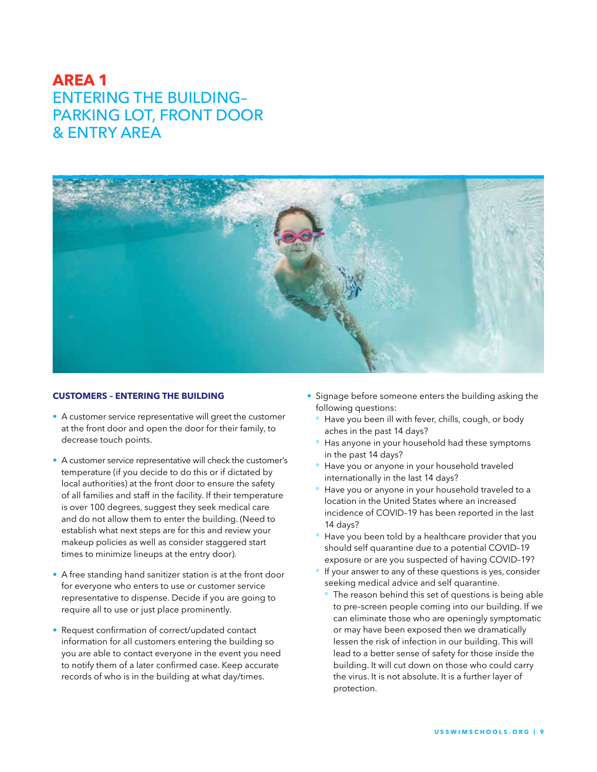# AREA 1
## ENTERING THE BUILDING– PARKING LOT, FRONT DOOR & ENTRY AREA

### CUSTOMERS – ENTERING THE BUILDING

- A customer service representative will greet the customer at the front door and open the door for their family, to decrease touch points.
- A customer service representative will check the customer's temperature (if you decide to do this or if dictated by local authorities) at the front door to ensure the safety of all families and staff in the facility. If their temperature is over 100 degrees, suggest they seek medical care and do not allow them to enter the building. (Need to establish what next steps are for this and review your makeup policies as well as consider staggered start times to minimize lineups at the entry door).
- A free standing hand sanitizer station is at the front door for everyone who enters to use or customer service representative to dispense. Decide if you are going to require all to use or just place prominently.
- Request confirmation of correct/updated contact information for all customers entering the building so you are able to contact everyone in the event you need to notify them of a later confirmed case. Keep accurate records of who is in the building at what day/times.
- Signage before someone enters the building asking the following questions:
  - Have you been ill with fever, chills, cough, or body aches in the past 14 days?
  - Has anyone in your household had these symptoms in the past 14 days?
  - Have you or anyone in your household traveled internationally in the last 14 days?
  - Have you or anyone in your household traveled to a location in the United States where an increased incidence of COVID–19 has been reported in the last 14 days?
  - Have you been told by a healthcare provider that you should self quarantine due to a potential COVID–19 exposure or are you suspected of having COVID–19?
  - If your answer to any of these questions is yes, consider seeking medical advice and self quarantine.
    - The reason behind this set of questions is being able to pre-screen people coming into our building. If we can eliminate those who are openingly symptomatic or may have been exposed then we dramatically lessen the risk of infection in our building. This will lead to a better sense of safety for those inside the building. It will cut down on those who could carry the virus. It is not absolute. It is a further layer of protection.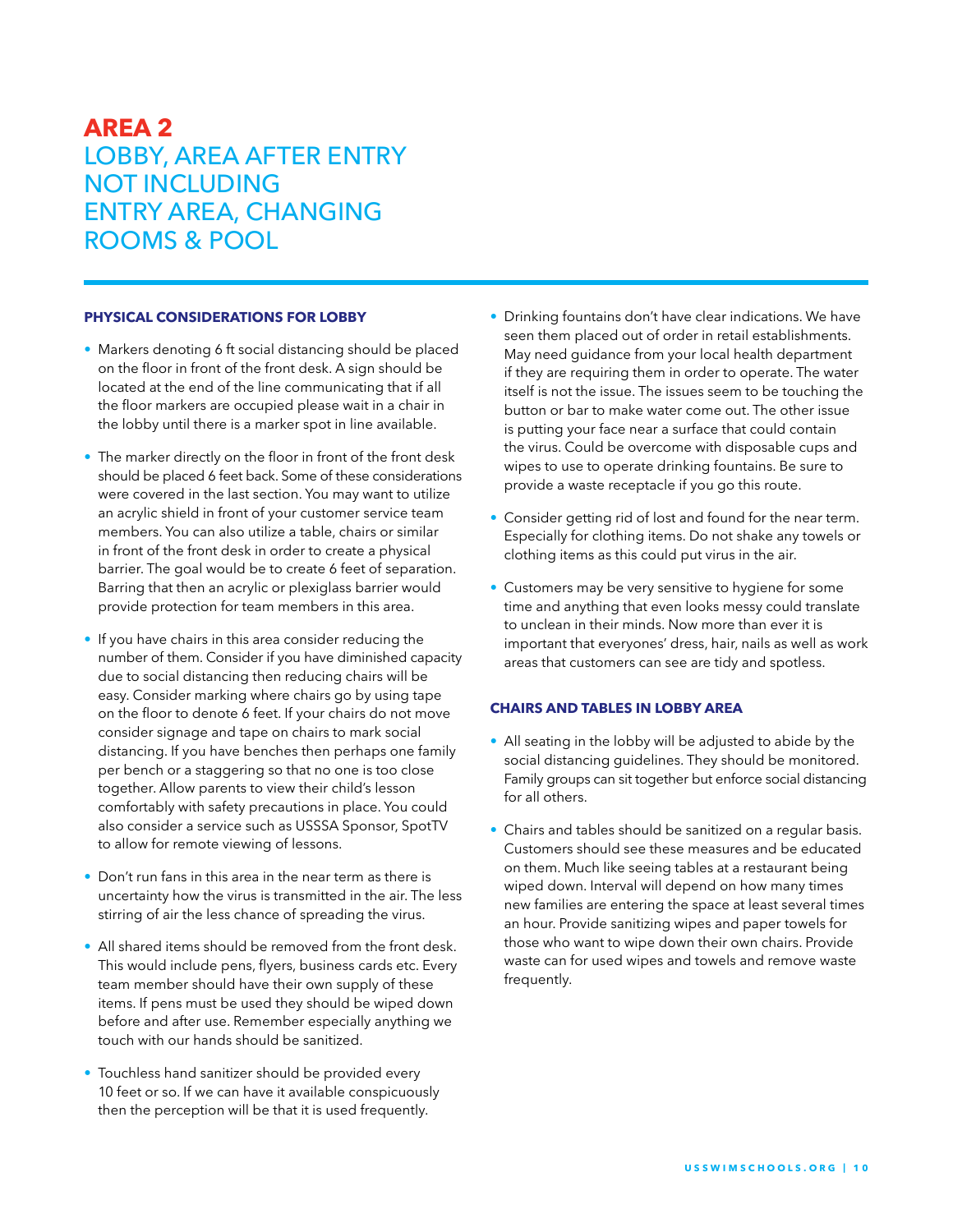# AREA 2

## LOBBY, AREA AFTER ENTRY NOT INCLUDING ENTRY AREA, CHANGING ROOMS & POOL

### PHYSICAL CONSIDERATIONS FOR LOBBY

- Markers denoting 6 ft social distancing should be placed on the floor in front of the front desk. A sign should be located at the end of the line communicating that if all the floor markers are occupied please wait in a chair in the lobby until there is a marker spot in line available.
- The marker directly on the floor in front of the front desk should be placed 6 feet back. Some of these considerations were covered in the last section. You may want to utilize an acrylic shield in front of your customer service team members. You can also utilize a table, chairs or similar in front of the front desk in order to create a physical barrier. The goal would be to create 6 feet of separation. Barring that then an acrylic or plexiglass barrier would provide protection for team members in this area.
- If you have chairs in this area consider reducing the number of them. Consider if you have diminished capacity due to social distancing then reducing chairs will be easy. Consider marking where chairs go by using tape on the floor to denote 6 feet. If your chairs do not move consider signage and tape on chairs to mark social distancing. If you have benches then perhaps one family per bench or a staggering so that no one is too close together. Allow parents to view their child's lesson comfortably with safety precautions in place. You could also consider a service such as USSSA Sponsor, SpotTV to allow for remote viewing of lessons.
- Don't run fans in this area in the near term as there is uncertainty how the virus is transmitted in the air. The less stirring of air the less chance of spreading the virus.
- All shared items should be removed from the front desk. This would include pens, flyers, business cards etc. Every team member should have their own supply of these items. If pens must be used they should be wiped down before and after use. Remember especially anything we touch with our hands should be sanitized.
- Touchless hand sanitizer should be provided every 10 feet or so. If we can have it available conspicuously then the perception will be that it is used frequently.
- Drinking fountains don't have clear indications. We have seen them placed out of order in retail establishments. May need guidance from your local health department if they are requiring them in order to operate. The water itself is not the issue. The issues seem to be touching the button or bar to make water come out. The other issue is putting your face near a surface that could contain the virus. Could be overcome with disposable cups and wipes to use to operate drinking fountains. Be sure to provide a waste receptacle if you go this route.
- Consider getting rid of lost and found for the near term. Especially for clothing items. Do not shake any towels or clothing items as this could put virus in the air.
- Customers may be very sensitive to hygiene for some time and anything that even looks messy could translate to unclean in their minds. Now more than ever it is important that everyones' dress, hair, nails as well as work areas that customers can see are tidy and spotless.

### CHAIRS AND TABLES IN LOBBY AREA

- All seating in the lobby will be adjusted to abide by the social distancing guidelines. They should be monitored. Family groups can sit together but enforce social distancing for all others.
- Chairs and tables should be sanitized on a regular basis. Customers should see these measures and be educated on them. Much like seeing tables at a restaurant being wiped down. Interval will depend on how many times new families are entering the space at least several times an hour. Provide sanitizing wipes and paper towels for those who want to wipe down their own chairs. Provide waste can for used wipes and towels and remove waste frequently.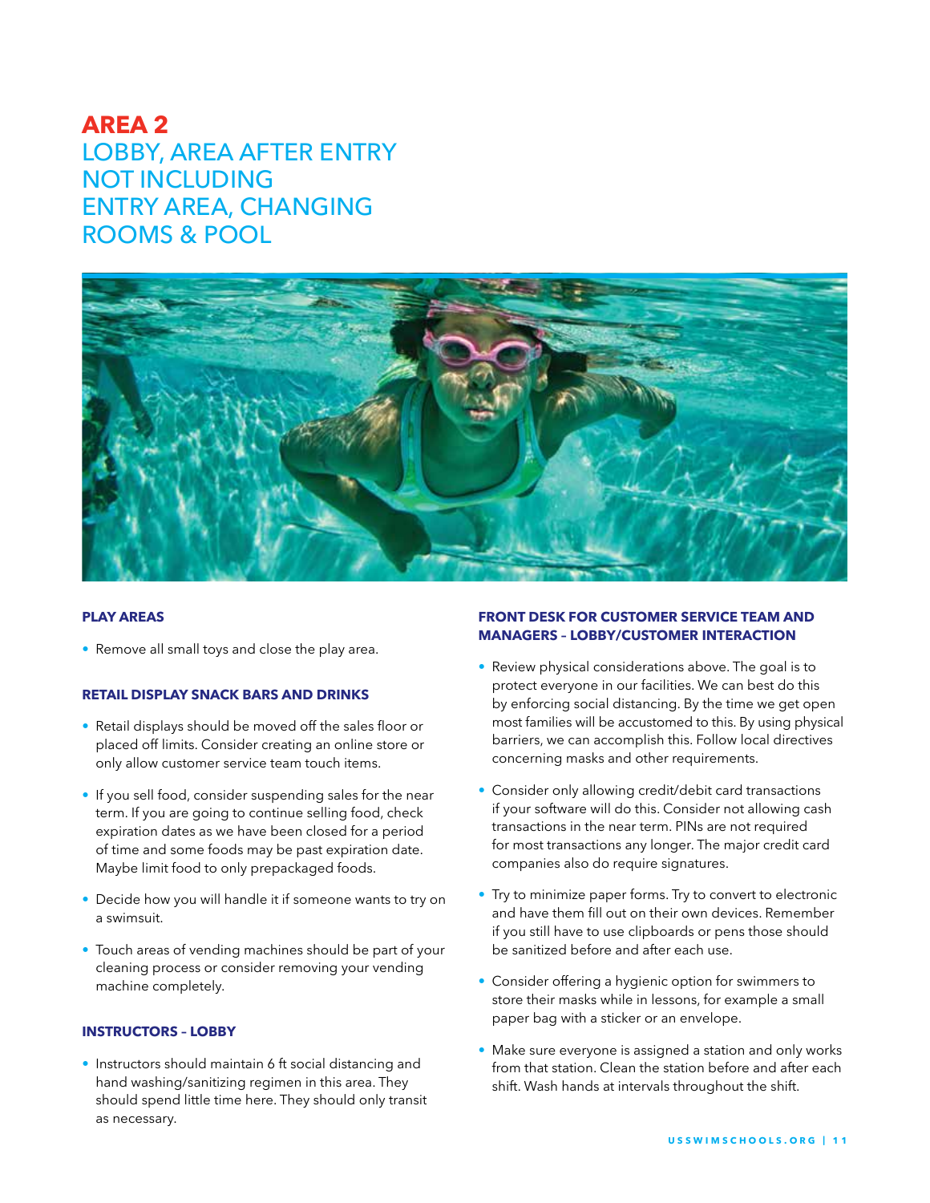# AREA 2

## LOBBY, AREA AFTER ENTRY NOT INCLUDING ENTRY AREA, CHANGING ROOMS & POOL

### PLAY AREAS

- Remove all small toys and close the play area.

### RETAIL DISPLAY SNACK BARS AND DRINKS

- Retail displays should be moved off the sales floor or placed off limits. Consider creating an online store or only allow customer service team touch items.
- If you sell food, consider suspending sales for the near term. If you are going to continue selling food, check expiration dates as we have been closed for a period of time and some foods may be past expiration date. Maybe limit food to only prepackaged foods.
- Decide how you will handle it if someone wants to try on a swimsuit.
- Touch areas of vending machines should be part of your cleaning process or consider removing your vending machine completely.

### INSTRUCTORS – LOBBY

- Instructors should maintain 6 ft social distancing and hand washing/sanitizing regimen in this area. They should spend little time here. They should only transit as necessary.

### FRONT DESK FOR CUSTOMER SERVICE TEAM AND MANAGERS – LOBBY/CUSTOMER INTERACTION

- Review physical considerations above. The goal is to protect everyone in our facilities. We can best do this by enforcing social distancing. By the time we get open most families will be accustomed to this. By using physical barriers, we can accomplish this. Follow local directives concerning masks and other requirements.
- Consider only allowing credit/debit card transactions if your software will do this. Consider not allowing cash transactions in the near term. PINs are not required for most transactions any longer. The major credit card companies also do require signatures.
- Try to minimize paper forms. Try to convert to electronic and have them fill out on their own devices. Remember if you still have to use clipboards or pens those should be sanitized before and after each use.
- Consider offering a hygienic option for swimmers to store their masks while in lessons, for example a small paper bag with a sticker or an envelope.
- Make sure everyone is assigned a station and only works from that station. Clean the station before and after each shift. Wash hands at intervals throughout the shift.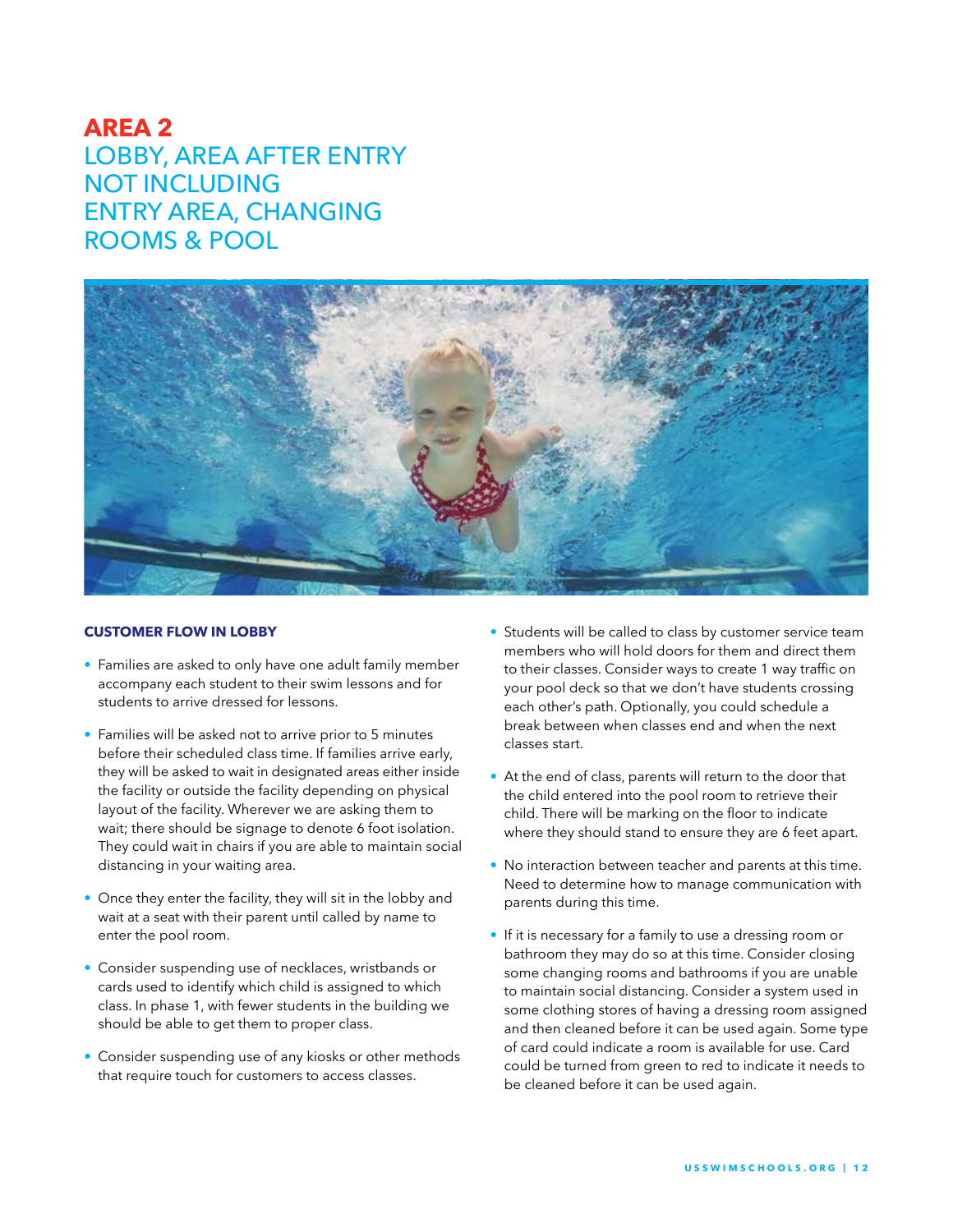# AREA 2

## LOBBY, AREA AFTER ENTRY NOT INCLUDING ENTRY AREA, CHANGING ROOMS & POOL

### CUSTOMER FLOW IN LOBBY

- Families are asked to only have one adult family member accompany each student to their swim lessons and for students to arrive dressed for lessons.
- Families will be asked not to arrive prior to 5 minutes before their scheduled class time. If families arrive early, they will be asked to wait in designated areas either inside the facility or outside the facility depending on physical layout of the facility. Wherever we are asking them to wait; there should be signage to denote 6 foot isolation. They could wait in chairs if you are able to maintain social distancing in your waiting area.
- Once they enter the facility, they will sit in the lobby and wait at a seat with their parent until called by name to enter the pool room.
- Consider suspending use of necklaces, wristbands or cards used to identify which child is assigned to which class. In phase 1, with fewer students in the building we should be able to get them to proper class.
- Consider suspending use of any kiosks or other methods that require touch for customers to access classes.
- Students will be called to class by customer service team members who will hold doors for them and direct them to their classes. Consider ways to create 1 way traffic on your pool deck so that we don't have students crossing each other's path. Optionally, you could schedule a break between when classes end and when the next classes start.
- At the end of class, parents will return to the door that the child entered into the pool room to retrieve their child. There will be marking on the floor to indicate where they should stand to ensure they are 6 feet apart.
- No interaction between teacher and parents at this time. Need to determine how to manage communication with parents during this time.
- If it is necessary for a family to use a dressing room or bathroom they may do so at this time. Consider closing some changing rooms and bathrooms if you are unable to maintain social distancing. Consider a system used in some clothing stores of having a dressing room assigned and then cleaned before it can be used again. Some type of card could indicate a room is available for use. Card could be turned from green to red to indicate it needs to be cleaned before it can be used again.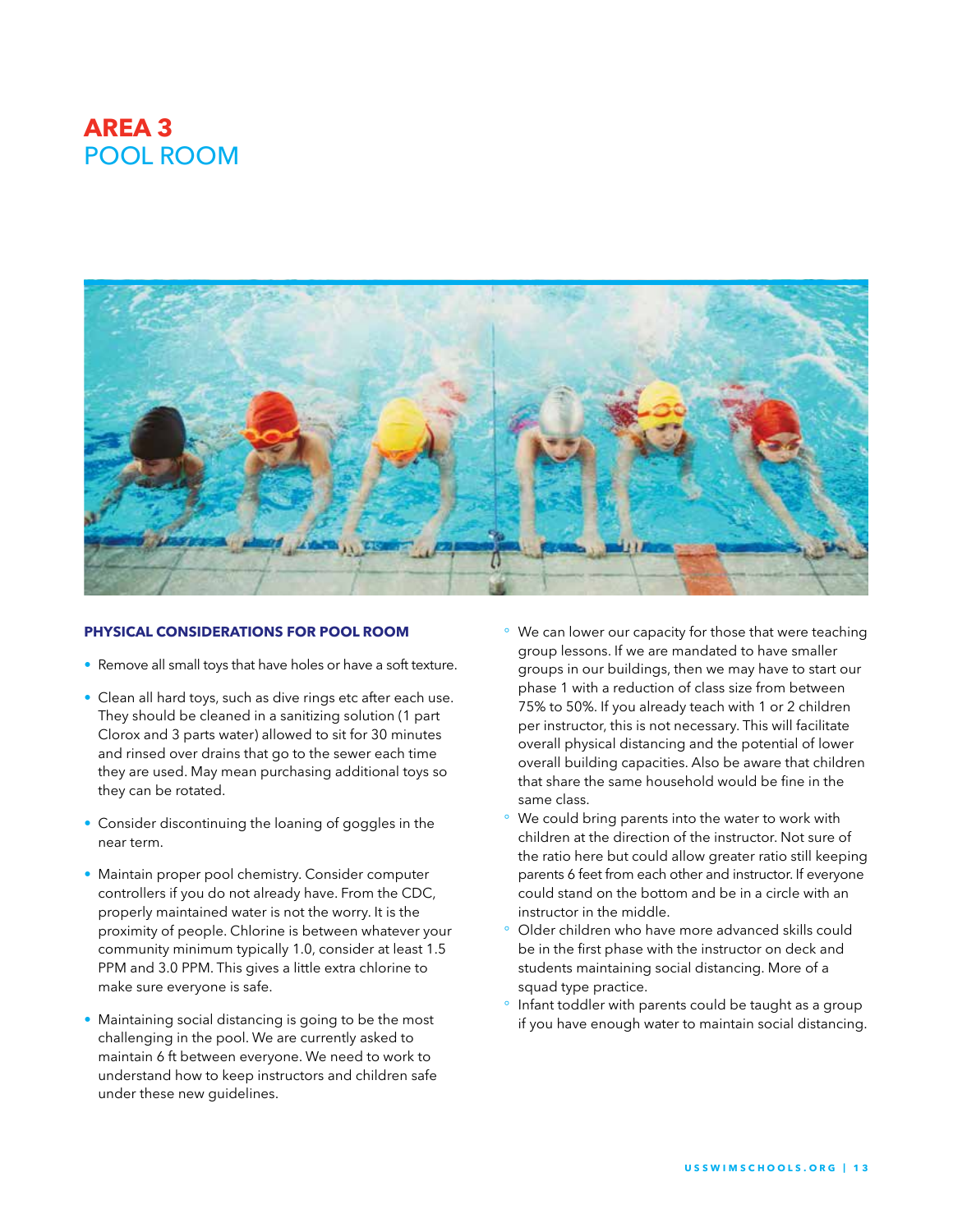# AREA 3
## POOL ROOM

### PHYSICAL CONSIDERATIONS FOR POOL ROOM

- Remove all small toys that have holes or have a soft texture.
- Clean all hard toys, such as dive rings etc after each use. They should be cleaned in a sanitizing solution (1 part Clorox and 3 parts water) allowed to sit for 30 minutes and rinsed over drains that go to the sewer each time they are used. May mean purchasing additional toys so they can be rotated.
- Consider discontinuing the loaning of goggles in the near term.
- Maintain proper pool chemistry. Consider computer controllers if you do not already have. From the CDC, properly maintained water is not the worry. It is the proximity of people. Chlorine is between whatever your community minimum typically 1.0, consider at least 1.5 PPM and 3.0 PPM. This gives a little extra chlorine to make sure everyone is safe.
- Maintaining social distancing is going to be the most challenging in the pool. We are currently asked to maintain 6 ft between everyone. We need to work to understand how to keep instructors and children safe under these new guidelines.
  - We can lower our capacity for those that were teaching group lessons. If we are mandated to have smaller groups in our buildings, then we may have to start our phase 1 with a reduction of class size from between 75% to 50%. If you already teach with 1 or 2 children per instructor, this is not necessary. This will facilitate overall physical distancing and the potential of lower overall building capacities. Also be aware that children that share the same household would be fine in the same class.
  - We could bring parents into the water to work with children at the direction of the instructor. Not sure of the ratio here but could allow greater ratio still keeping parents 6 feet from each other and instructor. If everyone could stand on the bottom and be in a circle with an instructor in the middle.
  - Older children who have more advanced skills could be in the first phase with the instructor on deck and students maintaining social distancing. More of a squad type practice.
  - Infant toddler with parents could be taught as a group if you have enough water to maintain social distancing.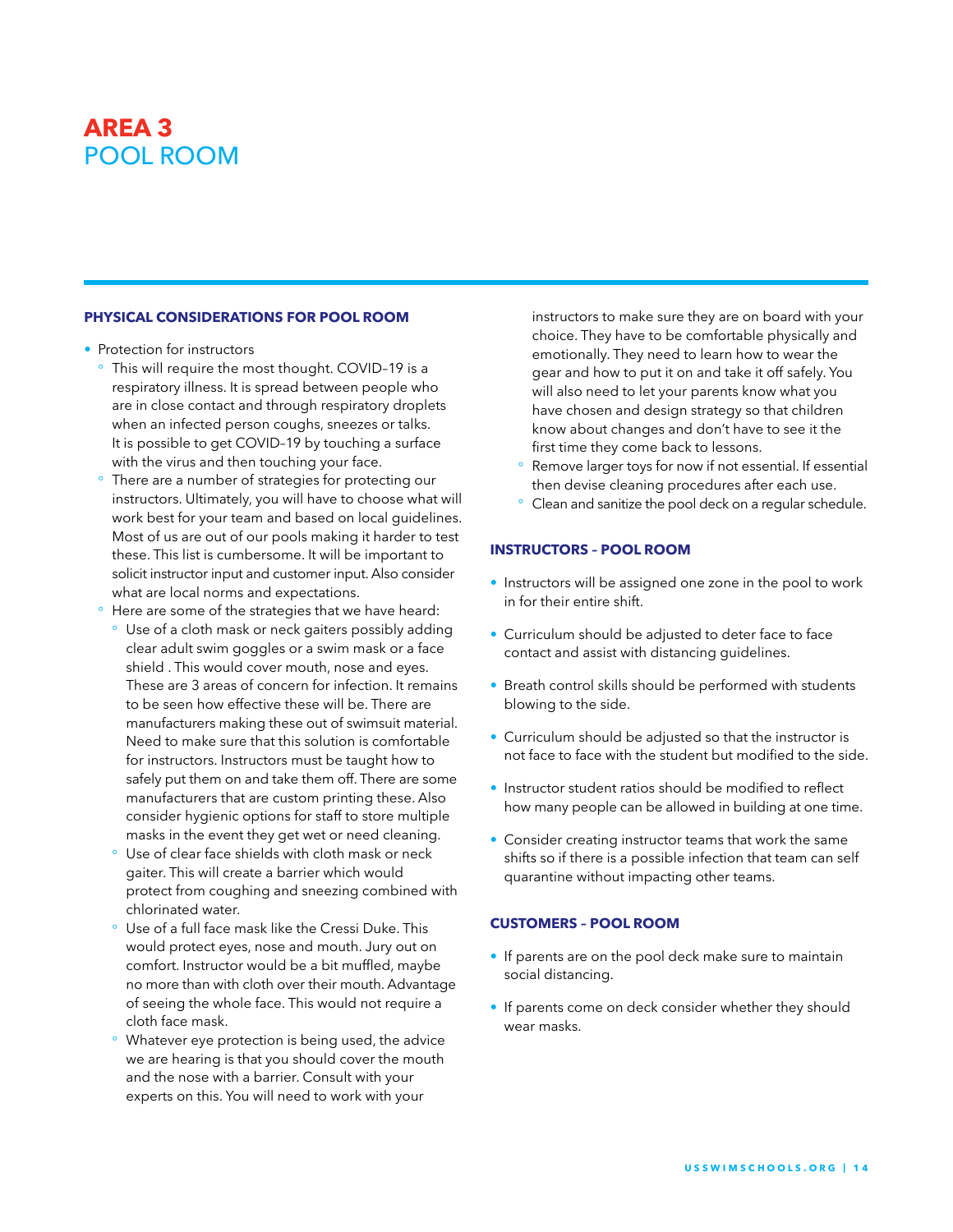# AREA 3
## POOL ROOM

### PHYSICAL CONSIDERATIONS FOR POOL ROOM

- Protection for instructors
  - This will require the most thought. COVID–19 is a respiratory illness. It is spread between people who are in close contact and through respiratory droplets when an infected person coughs, sneezes or talks. It is possible to get COVID–19 by touching a surface with the virus and then touching your face.
  - There are a number of strategies for protecting our instructors. Ultimately, you will have to choose what will work best for your team and based on local guidelines. Most of us are out of our pools making it harder to test these. This list is cumbersome. It will be important to solicit instructor input and customer input. Also consider what are local norms and expectations.
  - Here are some of the strategies that we have heard:
    - Use of a cloth mask or neck gaiters possibly adding clear adult swim goggles or a swim mask or a face shield . This would cover mouth, nose and eyes. These are 3 areas of concern for infection. It remains to be seen how effective these will be. There are manufacturers making these out of swimsuit material. Need to make sure that this solution is comfortable for instructors. Instructors must be taught how to safely put them on and take them off. There are some manufacturers that are custom printing these. Also consider hygienic options for staff to store multiple masks in the event they get wet or need cleaning.
    - Use of clear face shields with cloth mask or neck gaiter. This will create a barrier which would protect from coughing and sneezing combined with chlorinated water.
    - Use of a full face mask like the Cressi Duke. This would protect eyes, nose and mouth. Jury out on comfort. Instructor would be a bit muffled, maybe no more than with cloth over their mouth. Advantage of seeing the whole face. This would not require a cloth face mask.
    - Whatever eye protection is being used, the advice we are hearing is that you should cover the mouth and the nose with a barrier. Consult with your experts on this. You will need to work with your instructors to make sure they are on board with your choice. They have to be comfortable physically and emotionally. They need to learn how to wear the gear and how to put it on and take it off safely. You will also need to let your parents know what you have chosen and design strategy so that children know about changes and don't have to see it the first time they come back to lessons.
  - Remove larger toys for now if not essential. If essential then devise cleaning procedures after each use.
  - Clean and sanitize the pool deck on a regular schedule.

### INSTRUCTORS – POOL ROOM

- Instructors will be assigned one zone in the pool to work in for their entire shift.
- Curriculum should be adjusted to deter face to face contact and assist with distancing guidelines.
- Breath control skills should be performed with students blowing to the side.
- Curriculum should be adjusted so that the instructor is not face to face with the student but modified to the side.
- Instructor student ratios should be modified to reflect how many people can be allowed in building at one time.
- Consider creating instructor teams that work the same shifts so if there is a possible infection that team can self quarantine without impacting other teams.

### CUSTOMERS – POOL ROOM

- If parents are on the pool deck make sure to maintain social distancing.
- If parents come on deck consider whether they should wear masks.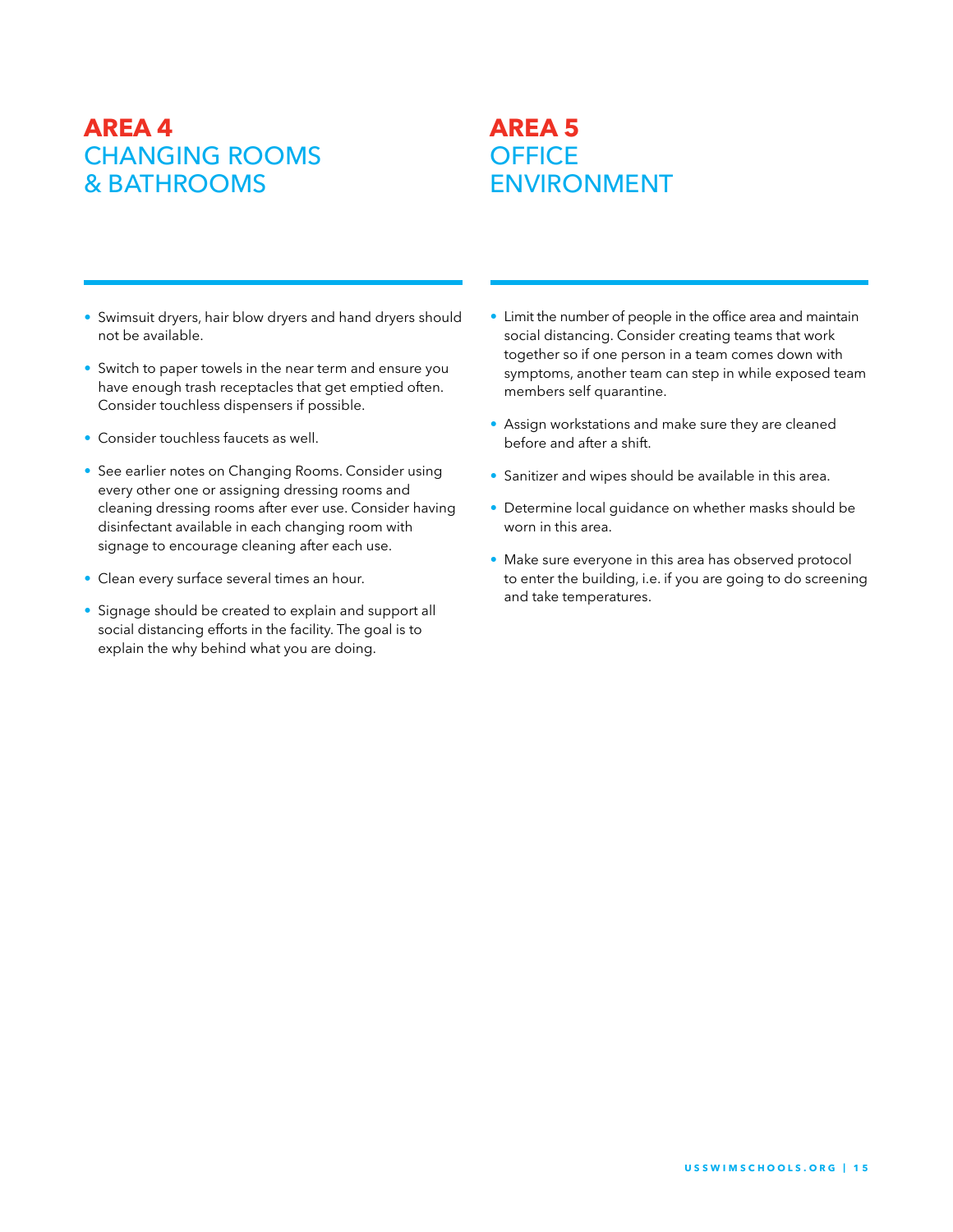## AREA 4
## CHANGING ROOMS & BATHROOMS

- Swimsuit dryers, hair blow dryers and hand dryers should not be available.
- Switch to paper towels in the near term and ensure you have enough trash receptacles that get emptied often. Consider touchless dispensers if possible.
- Consider touchless faucets as well.
- See earlier notes on Changing Rooms. Consider using every other one or assigning dressing rooms and cleaning dressing rooms after ever use. Consider having disinfectant available in each changing room with signage to encourage cleaning after each use.
- Clean every surface several times an hour.
- Signage should be created to explain and support all social distancing efforts in the facility. The goal is to explain the why behind what you are doing.

## AREA 5
## OFFICE ENVIRONMENT

- Limit the number of people in the office area and maintain social distancing. Consider creating teams that work together so if one person in a team comes down with symptoms, another team can step in while exposed team members self quarantine.
- Assign workstations and make sure they are cleaned before and after a shift.
- Sanitizer and wipes should be available in this area.
- Determine local guidance on whether masks should be worn in this area.
- Make sure everyone in this area has observed protocol to enter the building, i.e. if you are going to do screening and take temperatures.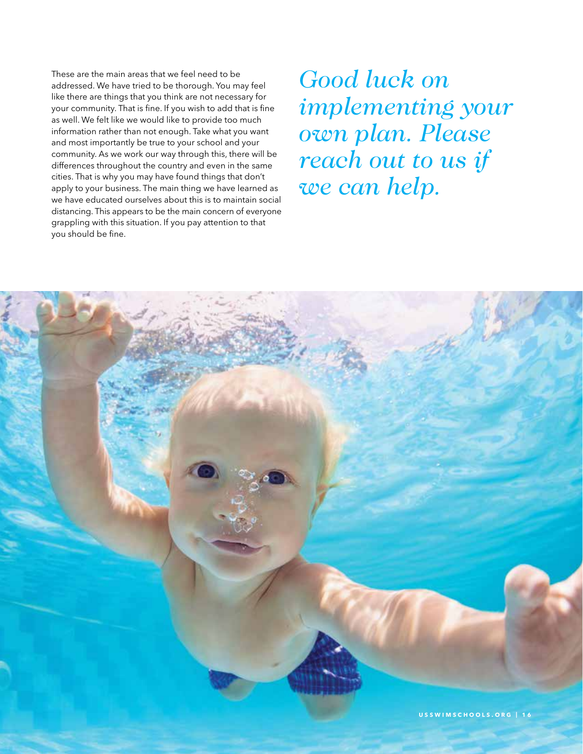These are the main areas that we feel need to be addressed. We have tried to be thorough. You may feel like there are things that you think are not necessary for your community. That is fine. If you wish to add that is fine as well. We felt like we would like to provide too much information rather than not enough. Take what you want and most importantly be true to your school and your community. As we work our way through this, there will be differences throughout the country and even in the same cities. That is why you may have found things that don't apply to your business. The main thing we have learned as we have educated ourselves about this is to maintain social distancing. This appears to be the main concern of everyone grappling with this situation. If you pay attention to that you should be fine.

*Good luck on implementing your own plan. Please reach out to us if we can help.*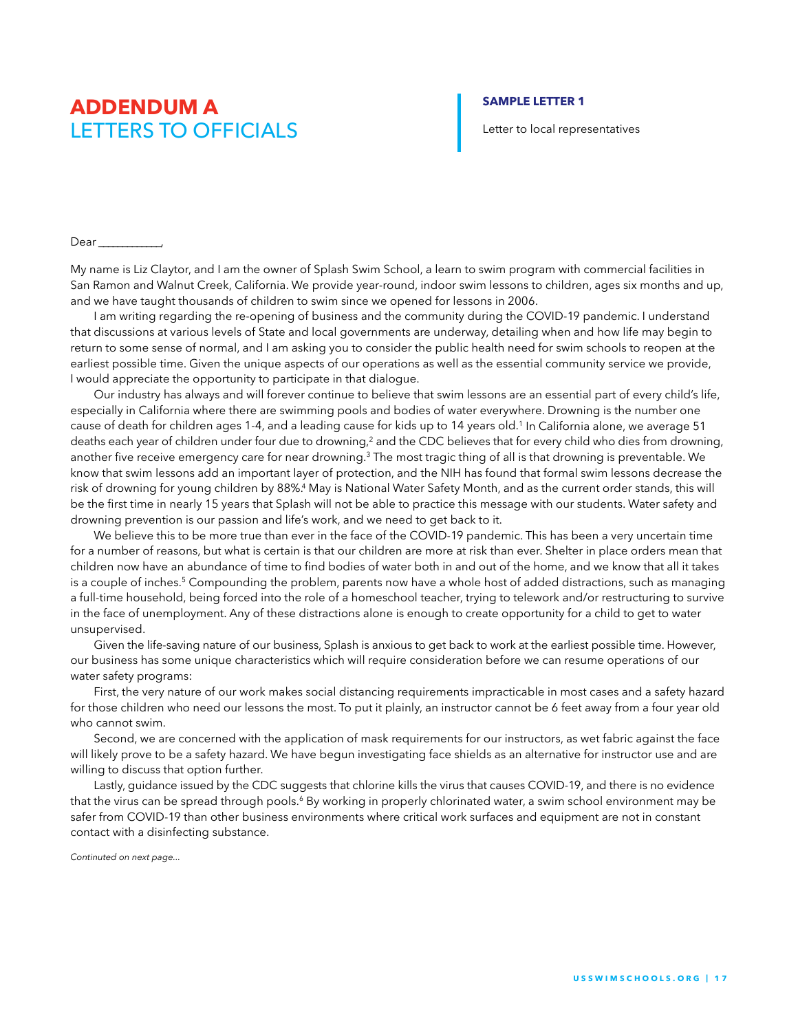# ADDENDUM A
# LETTERS TO OFFICIALS

**SAMPLE LETTER 1**

Letter to local representatives

Dear ___________,

My name is Liz Claytor, and I am the owner of Splash Swim School, a learn to swim program with commercial facilities in San Ramon and Walnut Creek, California. We provide year-round, indoor swim lessons to children, ages six months and up, and we have taught thousands of children to swim since we opened for lessons in 2006.

I am writing regarding the re-opening of business and the community during the COVID-19 pandemic. I understand that discussions at various levels of State and local governments are underway, detailing when and how life may begin to return to some sense of normal, and I am asking you to consider the public health need for swim schools to reopen at the earliest possible time. Given the unique aspects of our operations as well as the essential community service we provide, I would appreciate the opportunity to participate in that dialogue.

Our industry has always and will forever continue to believe that swim lessons are an essential part of every child's life, especially in California where there are swimming pools and bodies of water everywhere. Drowning is the number one cause of death for children ages 1-4, and a leading cause for kids up to 14 years old.[1] In California alone, we average 51 deaths each year of children under four due to drowning,[2] and the CDC believes that for every child who dies from drowning, another five receive emergency care for near drowning.[3] The most tragic thing of all is that drowning is preventable. We know that swim lessons add an important layer of protection, and the NIH has found that formal swim lessons decrease the risk of drowning for young children by 88%.[4] May is National Water Safety Month, and as the current order stands, this will be the first time in nearly 15 years that Splash will not be able to practice this message with our students. Water safety and drowning prevention is our passion and life's work, and we need to get back to it.

We believe this to be more true than ever in the face of the COVID-19 pandemic. This has been a very uncertain time for a number of reasons, but what is certain is that our children are more at risk than ever. Shelter in place orders mean that children now have an abundance of time to find bodies of water both in and out of the home, and we know that all it takes is a couple of inches.[5] Compounding the problem, parents now have a whole host of added distractions, such as managing a full-time household, being forced into the role of a homeschool teacher, trying to telework and/or restructuring to survive in the face of unemployment. Any of these distractions alone is enough to create opportunity for a child to get to water unsupervised.

Given the life-saving nature of our business, Splash is anxious to get back to work at the earliest possible time. However, our business has some unique characteristics which will require consideration before we can resume operations of our water safety programs:

First, the very nature of our work makes social distancing requirements impracticable in most cases and a safety hazard for those children who need our lessons the most. To put it plainly, an instructor cannot be 6 feet away from a four year old who cannot swim.

Second, we are concerned with the application of mask requirements for our instructors, as wet fabric against the face will likely prove to be a safety hazard. We have begun investigating face shields as an alternative for instructor use and are willing to discuss that option further.

Lastly, guidance issued by the CDC suggests that chlorine kills the virus that causes COVID-19, and there is no evidence that the virus can be spread through pools.[6] By working in properly chlorinated water, a swim school environment may be safer from COVID-19 than other business environments where critical work surfaces and equipment are not in constant contact with a disinfecting substance.

*Continued on next page...*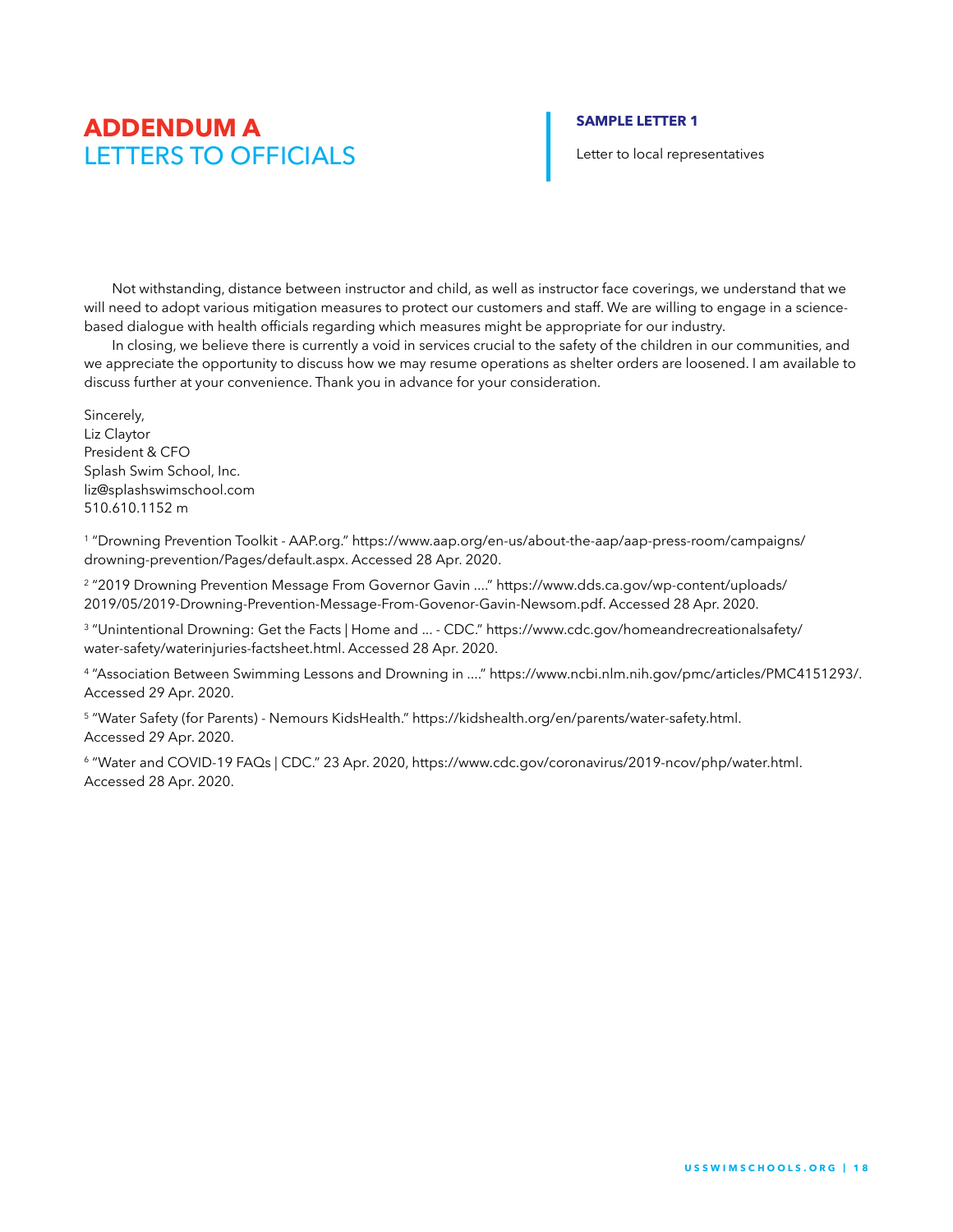# ADDENDUM A
## LETTERS TO OFFICIALS

**SAMPLE LETTER 1**

Letter to local representatives

Not withstanding, distance between instructor and child, as well as instructor face coverings, we understand that we will need to adopt various mitigation measures to protect our customers and staff. We are willing to engage in a science-based dialogue with health officials regarding which measures might be appropriate for our industry.

In closing, we believe there is currently a void in services crucial to the safety of the children in our communities, and we appreciate the opportunity to discuss how we may resume operations as shelter orders are loosened. I am available to discuss further at your convenience. Thank you in advance for your consideration.

Sincerely,
Liz Claytor
President & CFO
Splash Swim School, Inc.
liz@splashswimschool.com
510.610.1152 m

[1] "Drowning Prevention Toolkit - AAP.org." https://www.aap.org/en-us/about-the-aap/aap-press-room/campaigns/drowning-prevention/Pages/default.aspx. Accessed 28 Apr. 2020.

[2] "2019 Drowning Prevention Message From Governor Gavin ...." https://www.dds.ca.gov/wp-content/uploads/2019/05/2019-Drowning-Prevention-Message-From-Govenor-Gavin-Newsom.pdf. Accessed 28 Apr. 2020.

[3] "Unintentional Drowning: Get the Facts | Home and ... - CDC." https://www.cdc.gov/homeandrecreationalsafety/water-safety/waterinjuries-factsheet.html. Accessed 28 Apr. 2020.

[4] "Association Between Swimming Lessons and Drowning in ...." https://www.ncbi.nlm.nih.gov/pmc/articles/PMC4151293/. Accessed 29 Apr. 2020.

[5] "Water Safety (for Parents) - Nemours KidsHealth." https://kidshealth.org/en/parents/water-safety.html. Accessed 29 Apr. 2020.

[6] "Water and COVID-19 FAQs | CDC." 23 Apr. 2020, https://www.cdc.gov/coronavirus/2019-ncov/php/water.html. Accessed 28 Apr. 2020.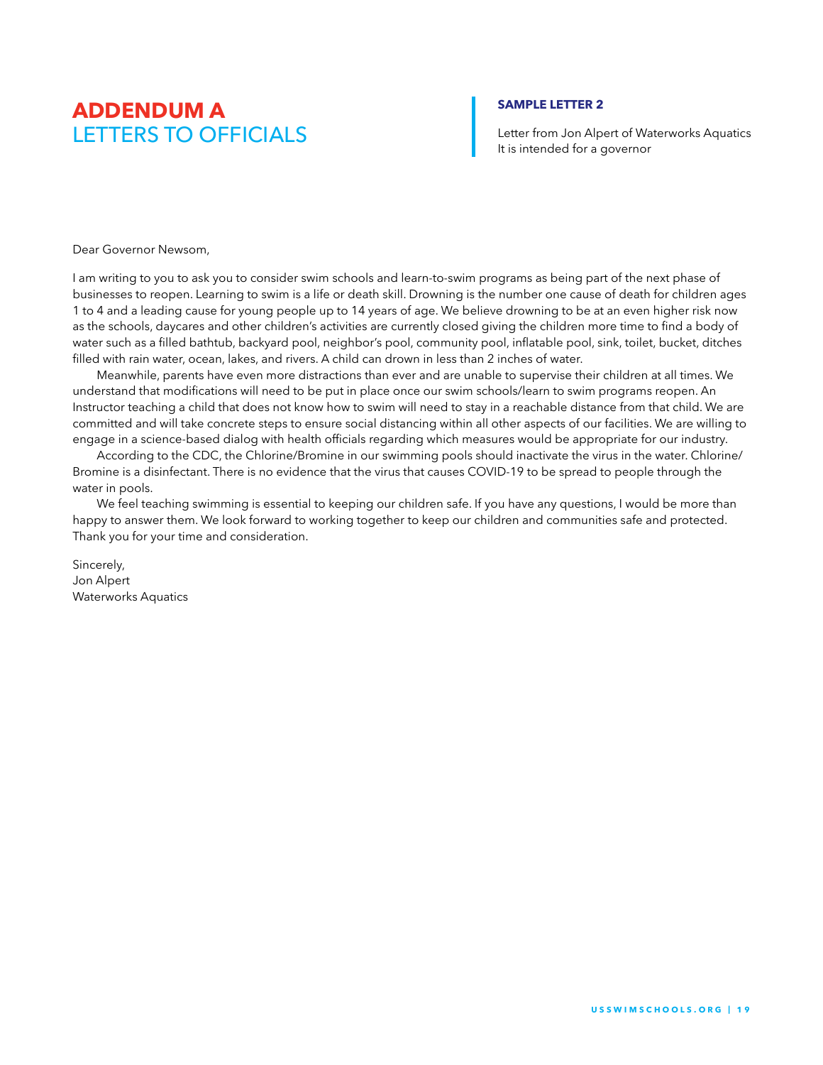# ADDENDUM A
## LETTERS TO OFFICIALS

### SAMPLE LETTER 2

Letter from Jon Alpert of Waterworks Aquatics
It is intended for a governor

Dear Governor Newsom,

I am writing to you to ask you to consider swim schools and learn-to-swim programs as being part of the next phase of businesses to reopen. Learning to swim is a life or death skill. Drowning is the number one cause of death for children ages 1 to 4 and a leading cause for young people up to 14 years of age. We believe drowning to be at an even higher risk now as the schools, daycares and other children's activities are currently closed giving the children more time to find a body of water such as a filled bathtub, backyard pool, neighbor's pool, community pool, inflatable pool, sink, toilet, bucket, ditches filled with rain water, ocean, lakes, and rivers. A child can drown in less than 2 inches of water.

Meanwhile, parents have even more distractions than ever and are unable to supervise their children at all times. We understand that modifications will need to be put in place once our swim schools/learn to swim programs reopen. An Instructor teaching a child that does not know how to swim will need to stay in a reachable distance from that child. We are committed and will take concrete steps to ensure social distancing within all other aspects of our facilities. We are willing to engage in a science-based dialog with health officials regarding which measures would be appropriate for our industry.

According to the CDC, the Chlorine/Bromine in our swimming pools should inactivate the virus in the water. Chlorine/Bromine is a disinfectant. There is no evidence that the virus that causes COVID-19 to be spread to people through the water in pools.

We feel teaching swimming is essential to keeping our children safe. If you have any questions, I would be more than happy to answer them. We look forward to working together to keep our children and communities safe and protected. Thank you for your time and consideration.

Sincerely,
Jon Alpert
Waterworks Aquatics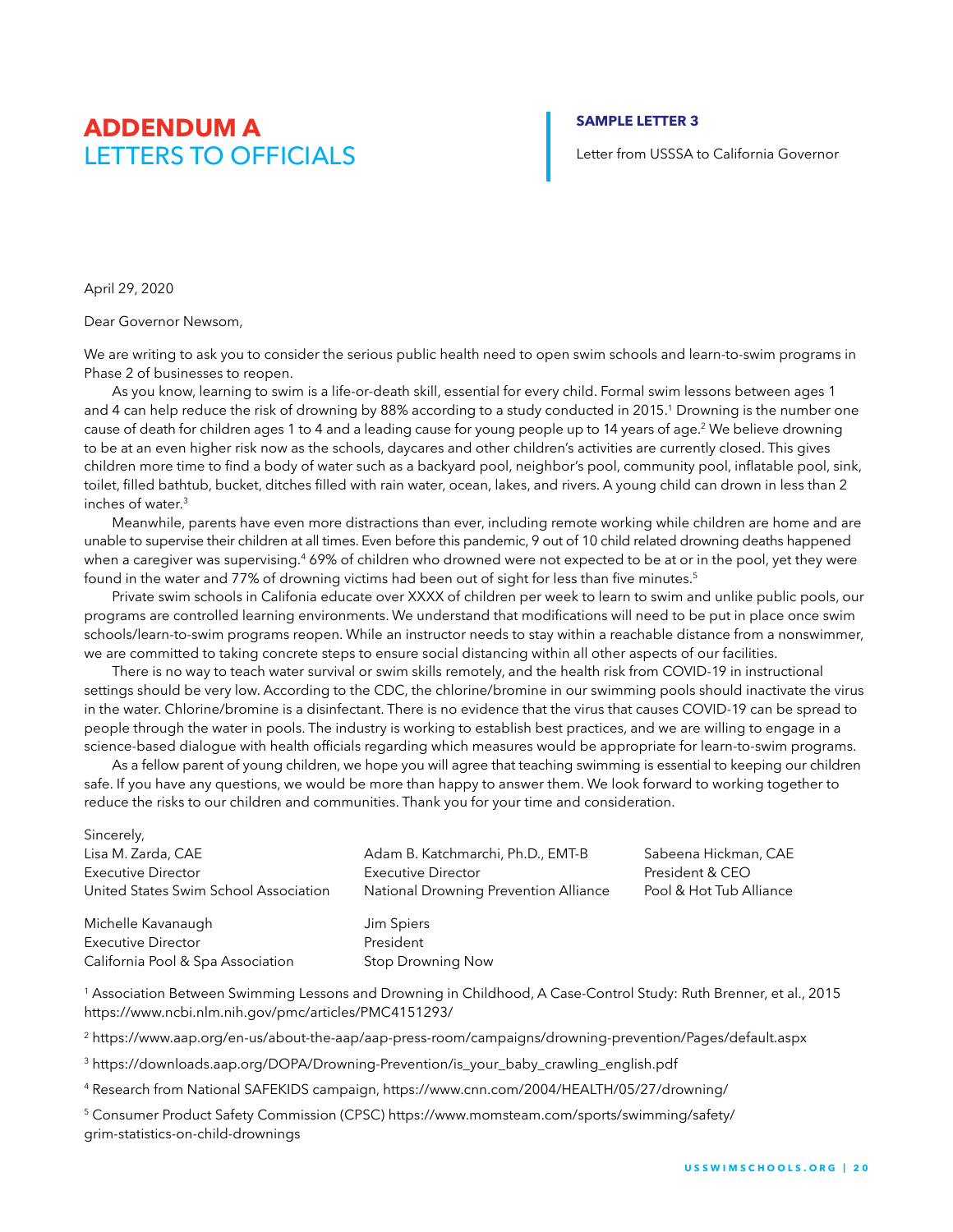# ADDENDUM A
## LETTERS TO OFFICIALS

**SAMPLE LETTER 3**

Letter from USSSA to California Governor

April 29, 2020

Dear Governor Newsom,

We are writing to ask you to consider the serious public health need to open swim schools and learn-to-swim programs in Phase 2 of businesses to reopen.

As you know, learning to swim is a life-or-death skill, essential for every child. Formal swim lessons between ages 1 and 4 can help reduce the risk of drowning by 88% according to a study conducted in 2015.[1] Drowning is the number one cause of death for children ages 1 to 4 and a leading cause for young people up to 14 years of age.[2] We believe drowning to be at an even higher risk now as the schools, daycares and other children's activities are currently closed. This gives children more time to find a body of water such as a backyard pool, neighbor's pool, community pool, inflatable pool, sink, toilet, filled bathtub, bucket, ditches filled with rain water, ocean, lakes, and rivers. A young child can drown in less than 2 inches of water.[3]

Meanwhile, parents have even more distractions than ever, including remote working while children are home and are unable to supervise their children at all times. Even before this pandemic, 9 out of 10 child related drowning deaths happened when a caregiver was supervising.[4] 69% of children who drowned were not expected to be at or in the pool, yet they were found in the water and 77% of drowning victims had been out of sight for less than five minutes.[5]

Private swim schools in Califonia educate over XXXX of children per week to learn to swim and unlike public pools, our programs are controlled learning environments. We understand that modifications will need to be put in place once swim schools/learn-to-swim programs reopen. While an instructor needs to stay within a reachable distance from a nonswimmer, we are committed to taking concrete steps to ensure social distancing within all other aspects of our facilities.

There is no way to teach water survival or swim skills remotely, and the health risk from COVID-19 in instructional settings should be very low. According to the CDC, the chlorine/bromine in our swimming pools should inactivate the virus in the water. Chlorine/bromine is a disinfectant. There is no evidence that the virus that causes COVID-19 can be spread to people through the water in pools. The industry is working to establish best practices, and we are willing to engage in a science-based dialogue with health officials regarding which measures would be appropriate for learn-to-swim programs.

As a fellow parent of young children, we hope you will agree that teaching swimming is essential to keeping our children safe. If you have any questions, we would be more than happy to answer them. We look forward to working together to reduce the risks to our children and communities. Thank you for your time and consideration.

Sincerely,

Lisa M. Zarda, CAE
Executive Director
United States Swim School Association

Adam B. Katchmarchi, Ph.D., EMT-B
Executive Director
National Drowning Prevention Alliance

Sabeena Hickman, CAE
President & CEO
Pool & Hot Tub Alliance

Michelle Kavanaugh
Executive Director
California Pool & Spa Association

Jim Spiers
President
Stop Drowning Now

[1] Association Between Swimming Lessons and Drowning in Childhood, A Case-Control Study: Ruth Brenner, et al., 2015 https://www.ncbi.nlm.nih.gov/pmc/articles/PMC4151293/

[2] https://www.aap.org/en-us/about-the-aap/aap-press-room/campaigns/drowning-prevention/Pages/default.aspx

[3] https://downloads.aap.org/DOPA/Drowning-Prevention/is_your_baby_crawling_english.pdf

[4] Research from National SAFEKIDS campaign, https://www.cnn.com/2004/HEALTH/05/27/drowning/

[5] Consumer Product Safety Commission (CPSC) https://www.momsteam.com/sports/swimming/safety/grim-statistics-on-child-drownings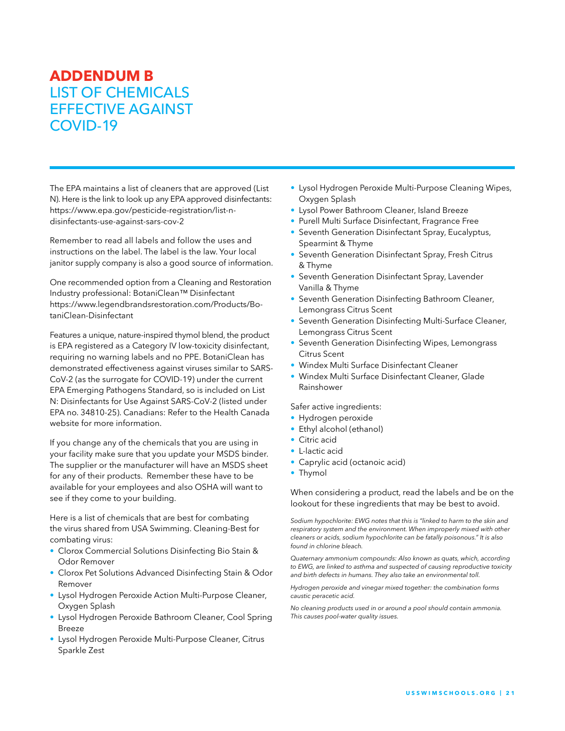# ADDENDUM B
## LIST OF CHEMICALS EFFECTIVE AGAINST COVID-19

The EPA maintains a list of cleaners that are approved (List N). Here is the link to look up any EPA approved disinfectants: https://www.epa.gov/pesticide-registration/list-n-disinfectants-use-against-sars-cov-2

Remember to read all labels and follow the uses and instructions on the label. The label is the law. Your local janitor supply company is also a good source of information.

One recommended option from a Cleaning and Restoration Industry professional: BotaniClean™ Disinfectant https://www.legendbrandsrestoration.com/Products/BotaniClean-Disinfectant

Features a unique, nature-inspired thymol blend, the product is EPA registered as a Category IV low-toxicity disinfectant, requiring no warning labels and no PPE. BotaniClean has demonstrated effectiveness against viruses similar to SARS-CoV-2 (as the surrogate for COVID-19) under the current EPA Emerging Pathogens Standard, so is included on List N: Disinfectants for Use Against SARS-CoV-2 (listed under EPA no. 34810-25). Canadians: Refer to the Health Canada website for more information.

If you change any of the chemicals that you are using in your facility make sure that you update your MSDS binder. The supplier or the manufacturer will have an MSDS sheet for any of their products. Remember these have to be available for your employees and also OSHA will want to see if they come to your building.

Here is a list of chemicals that are best for combating the virus shared from USA Swimming. Cleaning-Best for combating virus:

- Clorox Commercial Solutions Disinfecting Bio Stain & Odor Remover
- Clorox Pet Solutions Advanced Disinfecting Stain & Odor Remover
- Lysol Hydrogen Peroxide Action Multi-Purpose Cleaner, Oxygen Splash
- Lysol Hydrogen Peroxide Bathroom Cleaner, Cool Spring Breeze
- Lysol Hydrogen Peroxide Multi-Purpose Cleaner, Citrus Sparkle Zest
- Lysol Hydrogen Peroxide Multi-Purpose Cleaning Wipes, Oxygen Splash
- Lysol Power Bathroom Cleaner, Island Breeze
- Purell Multi Surface Disinfectant, Fragrance Free
- Seventh Generation Disinfectant Spray, Eucalyptus, Spearmint & Thyme
- Seventh Generation Disinfectant Spray, Fresh Citrus & Thyme
- Seventh Generation Disinfectant Spray, Lavender Vanilla & Thyme
- Seventh Generation Disinfecting Bathroom Cleaner, Lemongrass Citrus Scent
- Seventh Generation Disinfecting Multi-Surface Cleaner, Lemongrass Citrus Scent
- Seventh Generation Disinfecting Wipes, Lemongrass Citrus Scent
- Windex Multi Surface Disinfectant Cleaner
- Windex Multi Surface Disinfectant Cleaner, Glade Rainshower

Safer active ingredients:

- Hydrogen peroxide
- Ethyl alcohol (ethanol)
- Citric acid
- L-lactic acid
- Caprylic acid (octanoic acid)
- Thymol

When considering a product, read the labels and be on the lookout for these ingredients that may be best to avoid.

*Sodium hypochlorite: EWG notes that this is "linked to harm to the skin and respiratory system and the environment. When improperly mixed with other cleaners or acids, sodium hypochlorite can be fatally poisonous." It is also found in chlorine bleach.*

*Quaternary ammonium compounds: Also known as quats, which, according to EWG, are linked to asthma and suspected of causing reproductive toxicity and birth defects in humans. They also take an environmental toll.*

*Hydrogen peroxide and vinegar mixed together: the combination forms caustic peracetic acid.*

*No cleaning products used in or around a pool should contain ammonia. This causes pool-water quality issues.*